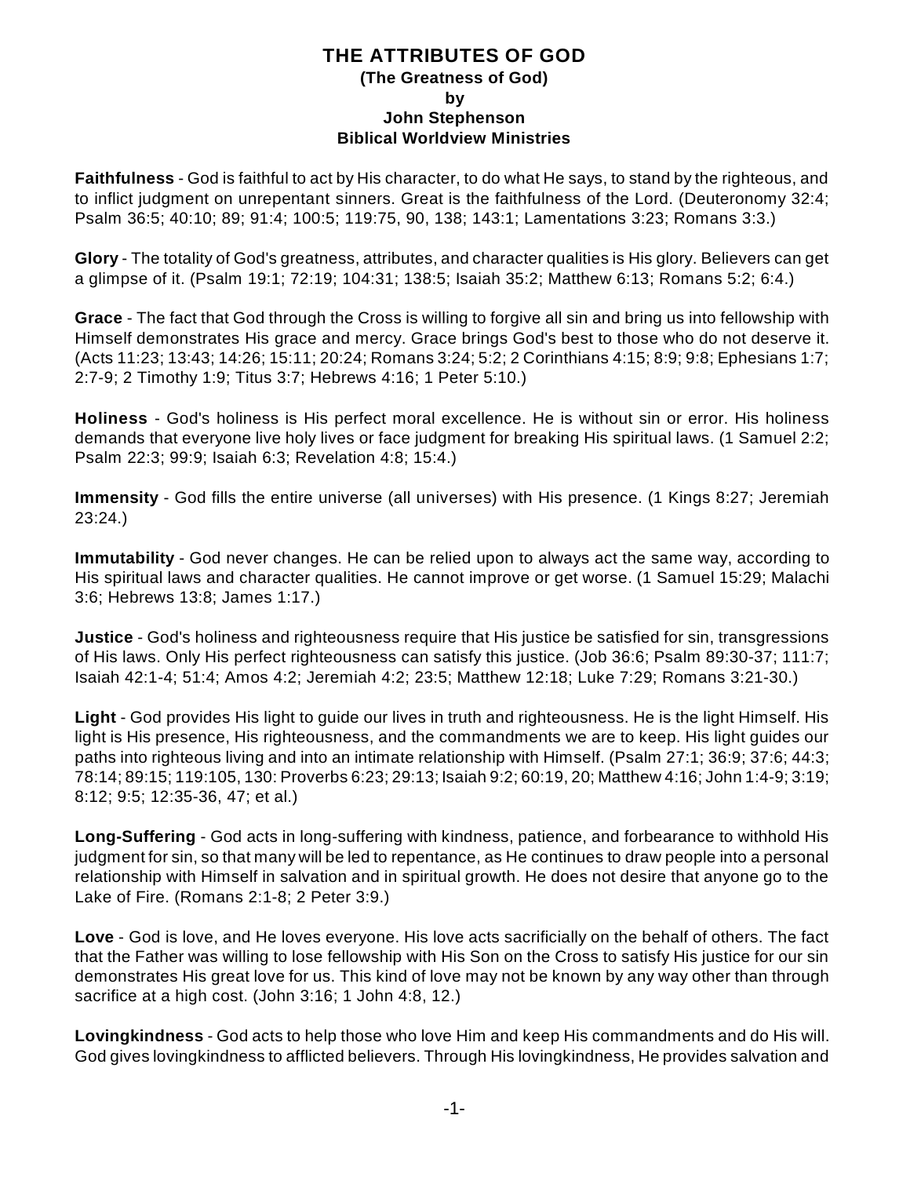# THE ATTRIBUTES OF GOD

**(The Greatness of God)**
**by**
**John Stephenson**
**Biblical Worldview Ministries**

**Faithfulness** - God is faithful to act by His character, to do what He says, to stand by the righteous, and to inflict judgment on unrepentant sinners. Great is the faithfulness of the Lord. (Deuteronomy 32:4; Psalm 36:5; 40:10; 89; 91:4; 100:5; 119:75, 90, 138; 143:1; Lamentations 3:23; Romans 3:3.)

**Glory** - The totality of God's greatness, attributes, and character qualities is His glory. Believers can get a glimpse of it. (Psalm 19:1; 72:19; 104:31; 138:5; Isaiah 35:2; Matthew 6:13; Romans 5:2; 6:4.)

**Grace** - The fact that God through the Cross is willing to forgive all sin and bring us into fellowship with Himself demonstrates His grace and mercy. Grace brings God's best to those who do not deserve it. (Acts 11:23; 13:43; 14:26; 15:11; 20:24; Romans 3:24; 5:2; 2 Corinthians 4:15; 8:9; 9:8; Ephesians 1:7; 2:7-9; 2 Timothy 1:9; Titus 3:7; Hebrews 4:16; 1 Peter 5:10.)

**Holiness** - God's holiness is His perfect moral excellence. He is without sin or error. His holiness demands that everyone live holy lives or face judgment for breaking His spiritual laws. (1 Samuel 2:2; Psalm 22:3; 99:9; Isaiah 6:3; Revelation 4:8; 15:4.)

**Immensity** - God fills the entire universe (all universes) with His presence. (1 Kings 8:27; Jeremiah 23:24.)

**Immutability** - God never changes. He can be relied upon to always act the same way, according to His spiritual laws and character qualities. He cannot improve or get worse. (1 Samuel 15:29; Malachi 3:6; Hebrews 13:8; James 1:17.)

**Justice** - God's holiness and righteousness require that His justice be satisfied for sin, transgressions of His laws. Only His perfect righteousness can satisfy this justice. (Job 36:6; Psalm 89:30-37; 111:7; Isaiah 42:1-4; 51:4; Amos 4:2; Jeremiah 4:2; 23:5; Matthew 12:18; Luke 7:29; Romans 3:21-30.)

**Light** - God provides His light to guide our lives in truth and righteousness. He is the light Himself. His light is His presence, His righteousness, and the commandments we are to keep. His light guides our paths into righteous living and into an intimate relationship with Himself. (Psalm 27:1; 36:9; 37:6; 44:3; 78:14; 89:15; 119:105, 130: Proverbs 6:23; 29:13; Isaiah 9:2; 60:19, 20; Matthew 4:16; John 1:4-9; 3:19; 8:12; 9:5; 12:35-36, 47; et al.)

**Long-Suffering** - God acts in long-suffering with kindness, patience, and forbearance to withhold His judgment for sin, so that many will be led to repentance, as He continues to draw people into a personal relationship with Himself in salvation and in spiritual growth. He does not desire that anyone go to the Lake of Fire. (Romans 2:1-8; 2 Peter 3:9.)

**Love** - God is love, and He loves everyone. His love acts sacrificially on the behalf of others. The fact that the Father was willing to lose fellowship with His Son on the Cross to satisfy His justice for our sin demonstrates His great love for us. This kind of love may not be known by any way other than through sacrifice at a high cost. (John 3:16; 1 John 4:8, 12.)

**Lovingkindness** - God acts to help those who love Him and keep His commandments and do His will. God gives lovingkindness to afflicted believers. Through His lovingkindness, He provides salvation and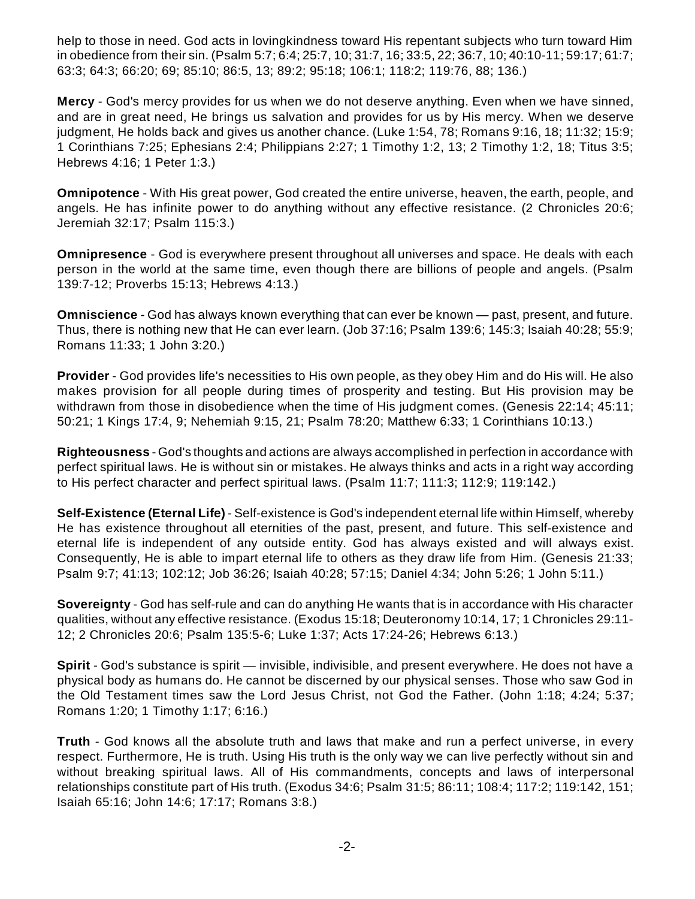help to those in need. God acts in lovingkindness toward His repentant subjects who turn toward Him in obedience from their sin. (Psalm 5:7; 6:4; 25:7, 10; 31:7, 16; 33:5, 22; 36:7, 10; 40:10-11; 59:17; 61:7; 63:3; 64:3; 66:20; 69; 85:10; 86:5, 13; 89:2; 95:18; 106:1; 118:2; 119:76, 88; 136.)

**Mercy** - God's mercy provides for us when we do not deserve anything. Even when we have sinned, and are in great need, He brings us salvation and provides for us by His mercy. When we deserve judgment, He holds back and gives us another chance. (Luke 1:54, 78; Romans 9:16, 18; 11:32; 15:9; 1 Corinthians 7:25; Ephesians 2:4; Philippians 2:27; 1 Timothy 1:2, 13; 2 Timothy 1:2, 18; Titus 3:5; Hebrews 4:16; 1 Peter 1:3.)

**Omnipotence** - With His great power, God created the entire universe, heaven, the earth, people, and angels. He has infinite power to do anything without any effective resistance. (2 Chronicles 20:6; Jeremiah 32:17; Psalm 115:3.)

**Omnipresence** - God is everywhere present throughout all universes and space. He deals with each person in the world at the same time, even though there are billions of people and angels. (Psalm 139:7-12; Proverbs 15:13; Hebrews 4:13.)

**Omniscience** - God has always known everything that can ever be known — past, present, and future. Thus, there is nothing new that He can ever learn. (Job 37:16; Psalm 139:6; 145:3; Isaiah 40:28; 55:9; Romans 11:33; 1 John 3:20.)

**Provider** - God provides life's necessities to His own people, as they obey Him and do His will. He also makes provision for all people during times of prosperity and testing. But His provision may be withdrawn from those in disobedience when the time of His judgment comes. (Genesis 22:14; 45:11; 50:21; 1 Kings 17:4, 9; Nehemiah 9:15, 21; Psalm 78:20; Matthew 6:33; 1 Corinthians 10:13.)

**Righteousness** - God's thoughts and actions are always accomplished in perfection in accordance with perfect spiritual laws. He is without sin or mistakes. He always thinks and acts in a right way according to His perfect character and perfect spiritual laws. (Psalm 11:7; 111:3; 112:9; 119:142.)

**Self-Existence (Eternal Life)** - Self-existence is God's independent eternal life within Himself, whereby He has existence throughout all eternities of the past, present, and future. This self-existence and eternal life is independent of any outside entity. God has always existed and will always exist. Consequently, He is able to impart eternal life to others as they draw life from Him. (Genesis 21:33; Psalm 9:7; 41:13; 102:12; Job 36:26; Isaiah 40:28; 57:15; Daniel 4:34; John 5:26; 1 John 5:11.)

**Sovereignty** - God has self-rule and can do anything He wants that is in accordance with His character qualities, without any effective resistance. (Exodus 15:18; Deuteronomy 10:14, 17; 1 Chronicles 29:11-12; 2 Chronicles 20:6; Psalm 135:5-6; Luke 1:37; Acts 17:24-26; Hebrews 6:13.)

**Spirit** - God's substance is spirit — invisible, indivisible, and present everywhere. He does not have a physical body as humans do. He cannot be discerned by our physical senses. Those who saw God in the Old Testament times saw the Lord Jesus Christ, not God the Father. (John 1:18; 4:24; 5:37; Romans 1:20; 1 Timothy 1:17; 6:16.)

**Truth** - God knows all the absolute truth and laws that make and run a perfect universe, in every respect. Furthermore, He is truth. Using His truth is the only way we can live perfectly without sin and without breaking spiritual laws. All of His commandments, concepts and laws of interpersonal relationships constitute part of His truth. (Exodus 34:6; Psalm 31:5; 86:11; 108:4; 117:2; 119:142, 151; Isaiah 65:16; John 14:6; 17:17; Romans 3:8.)